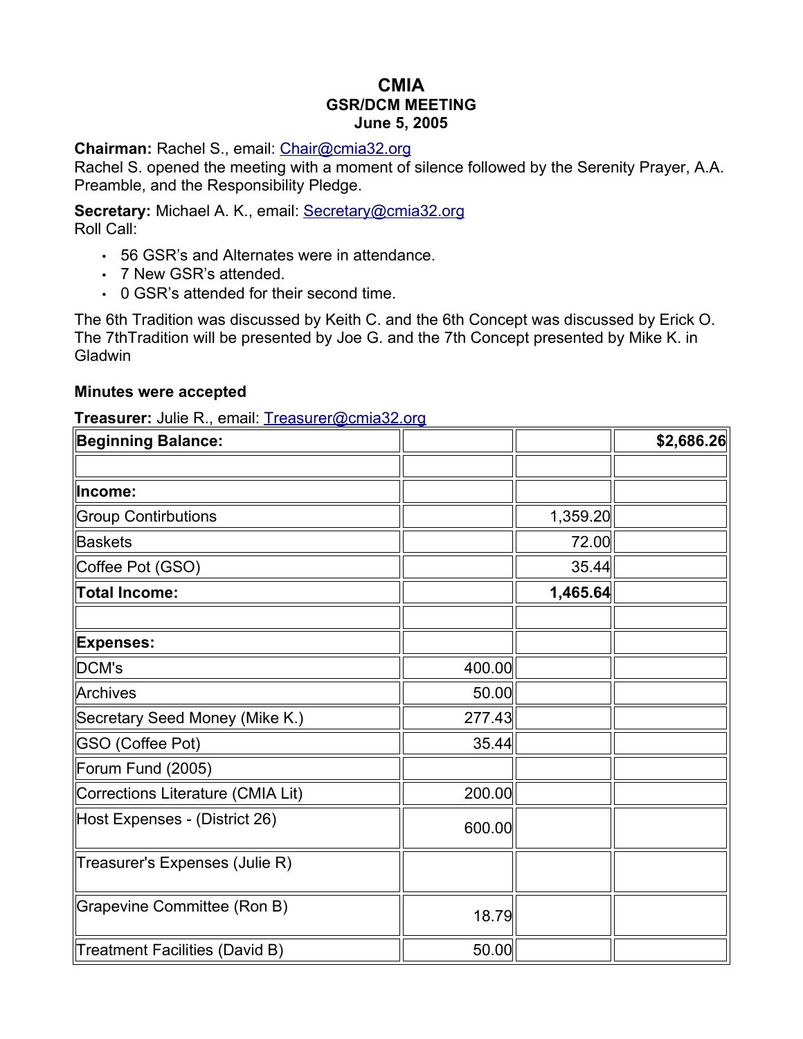# CMIA
## GSR/DCM MEETING
### June 5, 2005

**Chairman:** Rachel S., email: Chair@cmia32.org
Rachel S. opened the meeting with a moment of silence followed by the Serenity Prayer, A.A. Preamble, and the Responsibility Pledge.

**Secretary:** Michael A. K., email: Secretary@cmia32.org
Roll Call:

- 56 GSR's and Alternates were in attendance.
- 7 New GSR's attended.
- 0 GSR's attended for their second time.

The 6th Tradition was discussed by Keith C. and the 6th Concept was discussed by Erick O. The 7thTradition will be presented by Joe G. and the 7th Concept presented by Mike K. in Gladwin

**Minutes were accepted**

**Treasurer:** Julie R., email: Treasurer@cmia32.org

| **Beginning Balance:** | | | **$2,686.26** |
|---|---|---|---|
| | | | |
| **Income:** | | | |
| Group Contirbutions | | 1,359.20 | |
| Baskets | | 72.00 | |
| Coffee Pot (GSO) | | 35.44 | |
| **Total Income:** | | **1,465.64** | |
| | | | |
| **Expenses:** | | | |
| DCM's | 400.00 | | |
| Archives | 50.00 | | |
| Secretary Seed Money (Mike K.) | 277.43 | | |
| GSO (Coffee Pot) | 35.44 | | |
| Forum Fund (2005) | | | |
| Corrections Literature (CMIA Lit) | 200.00 | | |
| Host Expenses - (District 26) | 600.00 | | |
| Treasurer's Expenses (Julie R) | | | |
| Grapevine Committee (Ron B) | 18.79 | | |
| Treatment Facilities (David B) | 50.00 | | |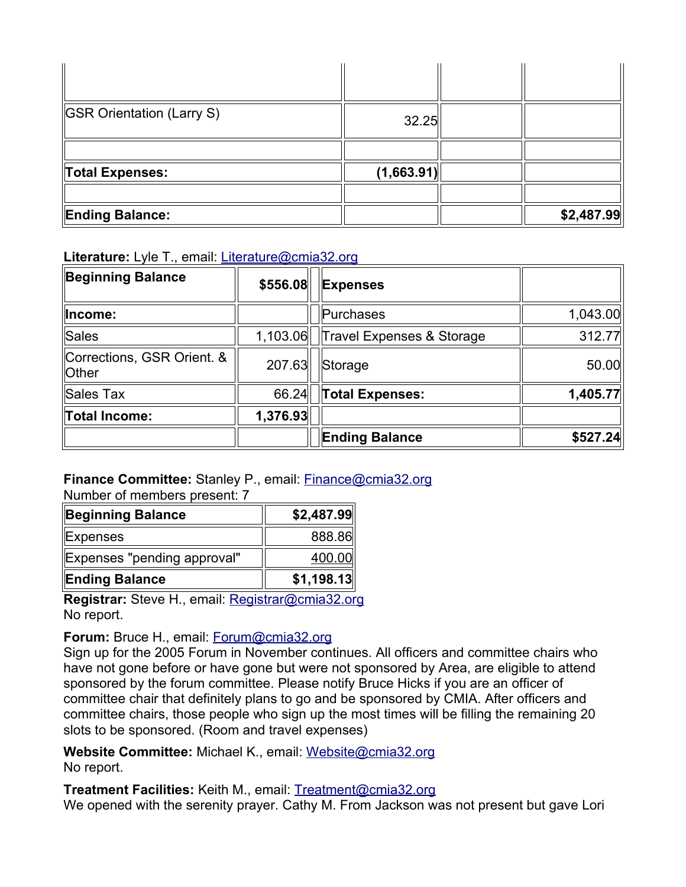| | | | |
|---|---|---|---|
| | | | |
| GSR Orientation (Larry S) | 32.25 | | |
| | | | |
| **Total Expenses:** | **(1,663.91)** | | |
| | | | |
| **Ending Balance:** | | | **$2,487.99** |

**Literature:** Lyle T., email: Literature@cmia32.org

| **Beginning Balance** | **$556.08** | | **Expenses** | |
|---|---|---|---|---|
| **Income:** | | | Purchases | 1,043.00 |
| Sales | 1,103.06 | | Travel Expenses & Storage | 312.77 |
| Corrections, GSR Orient. & Other | 207.63 | | Storage | 50.00 |
| Sales Tax | 66.24 | | **Total Expenses:** | **1,405.77** |
| **Total Income:** | **1,376.93** | | | |
| | | | **Ending Balance** | **$527.24** |

**Finance Committee:** Stanley P., email: Finance@cmia32.org
Number of members present: 7

| **Beginning Balance** | **$2,487.99** |
|---|---|
| Expenses | 888.86 |
| Expenses "pending approval" | 400.00 |
| **Ending Balance** | **$1,198.13** |

**Registrar:** Steve H., email: Registrar@cmia32.org
No report.

**Forum:** Bruce H., email: Forum@cmia32.org
Sign up for the 2005 Forum in November continues. All officers and committee chairs who have not gone before or have gone but were not sponsored by Area, are eligible to attend sponsored by the forum committee. Please notify Bruce Hicks if you are an officer of committee chair that definitely plans to go and be sponsored by CMIA. After officers and committee chairs, those people who sign up the most times will be filling the remaining 20 slots to be sponsored. (Room and travel expenses)

**Website Committee:** Michael K., email: Website@cmia32.org
No report.

**Treatment Facilities:** Keith M., email: Treatment@cmia32.org
We opened with the serenity prayer. Cathy M. From Jackson was not present but gave Lori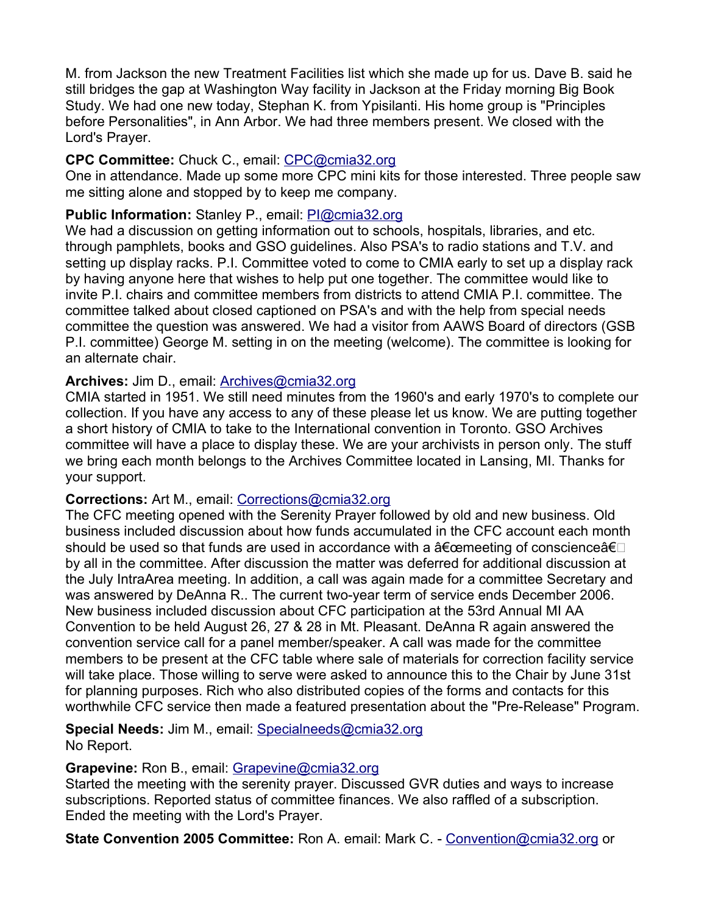M. from Jackson the new Treatment Facilities list which she made up for us. Dave B. said he still bridges the gap at Washington Way facility in Jackson at the Friday morning Big Book Study. We had one new today, Stephan K. from Ypisilanti. His home group is "Principles before Personalities", in Ann Arbor. We had three members present. We closed with the Lord's Prayer.

**CPC Committee:** Chuck C., email: CPC@cmia32.org
One in attendance. Made up some more CPC mini kits for those interested. Three people saw me sitting alone and stopped by to keep me company.

**Public Information:** Stanley P., email: PI@cmia32.org
We had a discussion on getting information out to schools, hospitals, libraries, and etc. through pamphlets, books and GSO guidelines. Also PSA's to radio stations and T.V. and setting up display racks. P.I. Committee voted to come to CMIA early to set up a display rack by having anyone here that wishes to help put one together. The committee would like to invite P.I. chairs and committee members from districts to attend CMIA P.I. committee. The committee talked about closed captioned on PSA's and with the help from special needs committee the question was answered. We had a visitor from AAWS Board of directors (GSB P.I. committee) George M. setting in on the meeting (welcome). The committee is looking for an alternate chair.

**Archives:** Jim D., email: Archives@cmia32.org
CMIA started in 1951. We still need minutes from the 1960's and early 1970's to complete our collection. If you have any access to any of these please let us know. We are putting together a short history of CMIA to take to the International convention in Toronto. GSO Archives committee will have a place to display these. We are your archivists in person only. The stuff we bring each month belongs to the Archives Committee located in Lansing, MI. Thanks for your support.

**Corrections:** Art M., email: Corrections@cmia32.org
The CFC meeting opened with the Serenity Prayer followed by old and new business. Old business included discussion about how funds accumulated in the CFC account each month should be used so that funds are used in accordance with a â€œmeeting of conscienceâ€ by all in the committee. After discussion the matter was deferred for additional discussion at the July IntraArea meeting. In addition, a call was again made for a committee Secretary and was answered by DeAnna R.. The current two-year term of service ends December 2006. New business included discussion about CFC participation at the 53rd Annual MI AA Convention to be held August 26, 27 & 28 in Mt. Pleasant. DeAnna R again answered the convention service call for a panel member/speaker. A call was made for the committee members to be present at the CFC table where sale of materials for correction facility service will take place. Those willing to serve were asked to announce this to the Chair by June 31st for planning purposes. Rich who also distributed copies of the forms and contacts for this worthwhile CFC service then made a featured presentation about the "Pre-Release" Program.

**Special Needs:** Jim M., email: Specialneeds@cmia32.org
No Report.

**Grapevine:** Ron B., email: Grapevine@cmia32.org
Started the meeting with the serenity prayer. Discussed GVR duties and ways to increase subscriptions. Reported status of committee finances. We also raffled of a subscription. Ended the meeting with the Lord's Prayer.

**State Convention 2005 Committee:** Ron A. email: Mark C. - Convention@cmia32.org or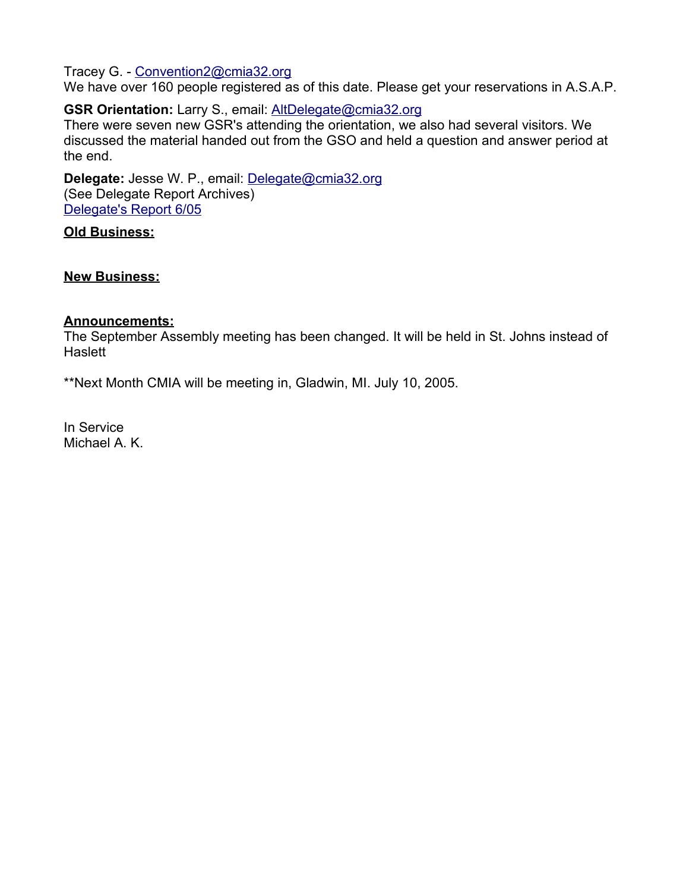Tracey G. - Convention2@cmia32.org
We have over 160 people registered as of this date. Please get your reservations in A.S.A.P.

**GSR Orientation:** Larry S., email: AltDelegate@cmia32.org
There were seven new GSR's attending the orientation, we also had several visitors. We discussed the material handed out from the GSO and held a question and answer period at the end.

**Delegate:** Jesse W. P., email: Delegate@cmia32.org
(See Delegate Report Archives)
Delegate's Report 6/05

**Old Business:**

**New Business:**

**Announcements:**
The September Assembly meeting has been changed. It will be held in St. Johns instead of Haslett

**Next Month CMIA will be meeting in, Gladwin, MI. July 10, 2005.

In Service
Michael A. K.